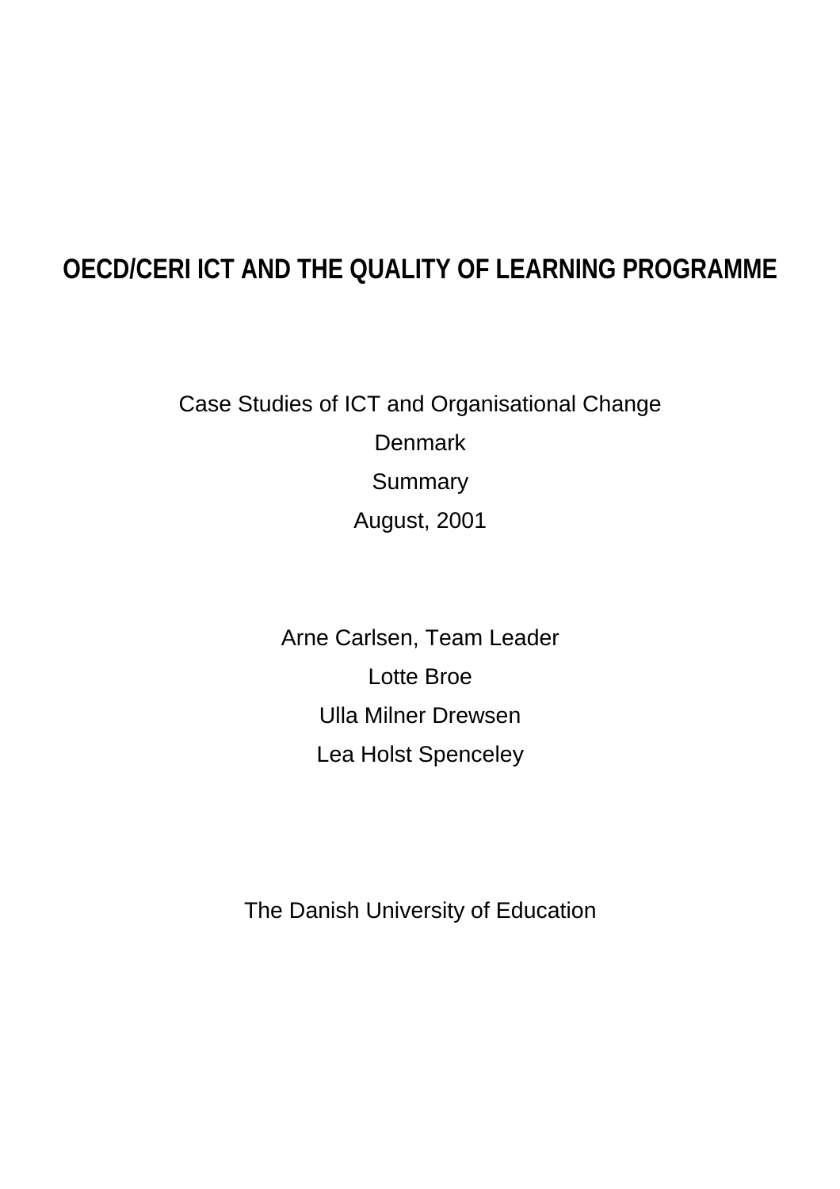# OECD/CERI ICT AND THE QUALITY OF LEARNING PROGRAMME

Case Studies of ICT and Organisational Change

Denmark

Summary

August, 2001

Arne Carlsen, Team Leader

Lotte Broe

Ulla Milner Drewsen

Lea Holst Spenceley

The Danish University of Education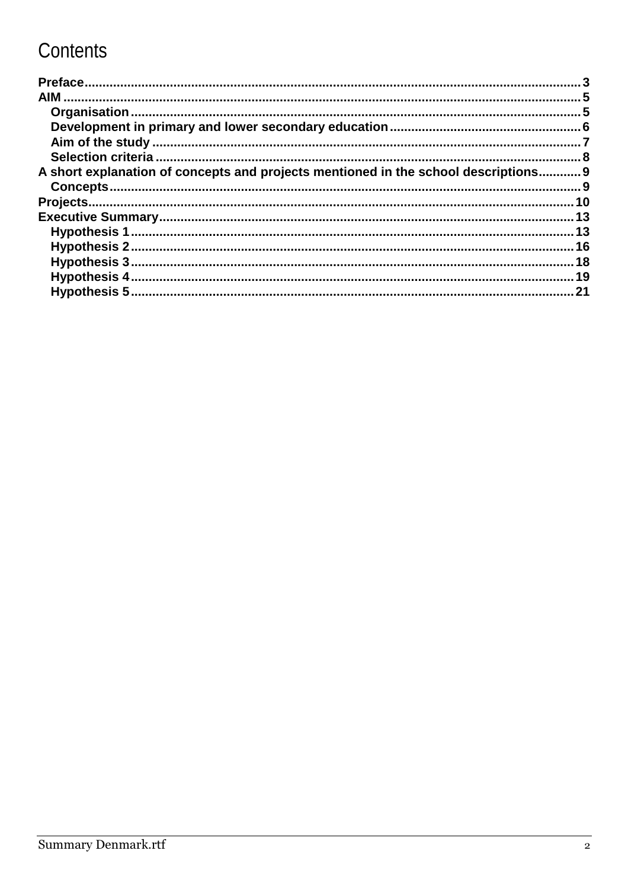# Contents

- **Preface** ........ 3
- **AIM** ........ 5
  - **Organisation** ........ 5
  - **Development in primary and lower secondary education** ........ 6
  - **Aim of the study** ........ 7
  - **Selection criteria** ........ 8
- **A short explanation of concepts and projects mentioned in the school descriptions** ........ 9
  - **Concepts** ........ 9
- **Projects** ........ 10
- **Executive Summary** ........ 13
  - **Hypothesis 1** ........ 13
  - **Hypothesis 2** ........ 16
  - **Hypothesis 3** ........ 18
  - **Hypothesis 4** ........ 19
  - **Hypothesis 5** ........ 21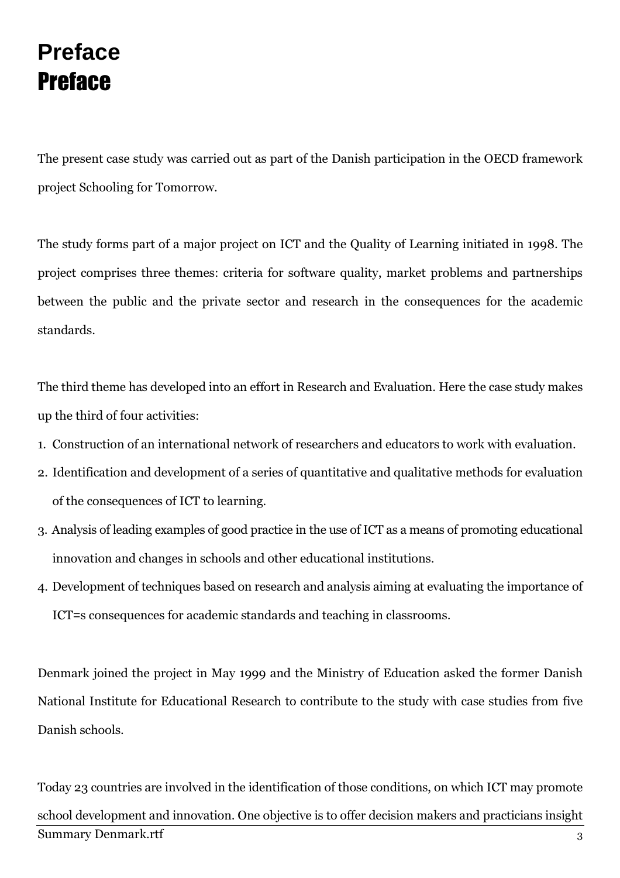# Preface

# Preface

The present case study was carried out as part of the Danish participation in the OECD framework project Schooling for Tomorrow.

The study forms part of a major project on ICT and the Quality of Learning initiated in 1998. The project comprises three themes: criteria for software quality, market problems and partnerships between the public and the private sector and research in the consequences for the academic standards.

The third theme has developed into an effort in Research and Evaluation. Here the case study makes up the third of four activities:

1. Construction of an international network of researchers and educators to work with evaluation.
2. Identification and development of a series of quantitative and qualitative methods for evaluation of the consequences of ICT to learning.
3. Analysis of leading examples of good practice in the use of ICT as a means of promoting educational innovation and changes in schools and other educational institutions.
4. Development of techniques based on research and analysis aiming at evaluating the importance of ICT=s consequences for academic standards and teaching in classrooms.

Denmark joined the project in May 1999 and the Ministry of Education asked the former Danish National Institute for Educational Research to contribute to the study with case studies from five Danish schools.

Today 23 countries are involved in the identification of those conditions, on which ICT may promote school development and innovation. One objective is to offer decision makers and practicians insight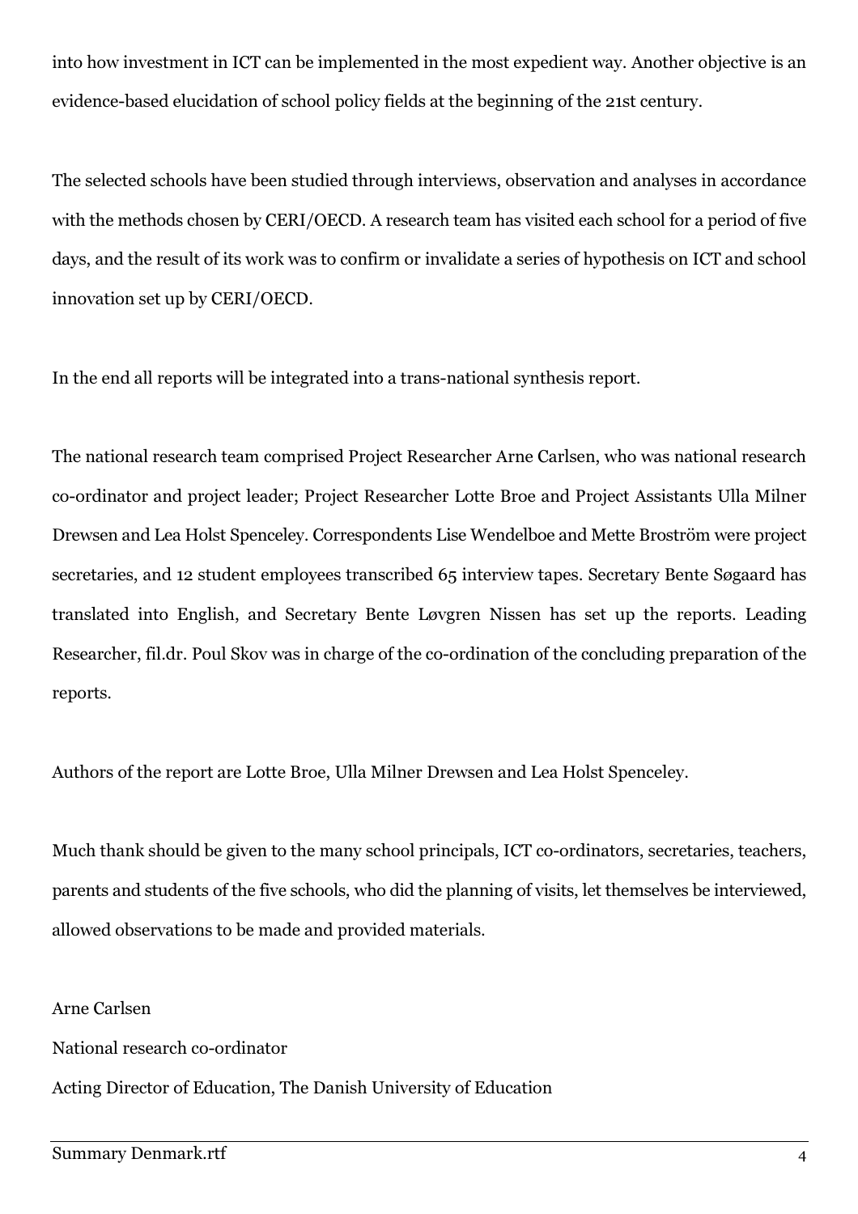into how investment in ICT can be implemented in the most expedient way. Another objective is an evidence-based elucidation of school policy fields at the beginning of the 21st century.

The selected schools have been studied through interviews, observation and analyses in accordance with the methods chosen by CERI/OECD. A research team has visited each school for a period of five days, and the result of its work was to confirm or invalidate a series of hypothesis on ICT and school innovation set up by CERI/OECD.

In the end all reports will be integrated into a trans-national synthesis report.

The national research team comprised Project Researcher Arne Carlsen, who was national research co-ordinator and project leader; Project Researcher Lotte Broe and Project Assistants Ulla Milner Drewsen and Lea Holst Spenceley. Correspondents Lise Wendelboe and Mette Broström were project secretaries, and 12 student employees transcribed 65 interview tapes. Secretary Bente Søgaard has translated into English, and Secretary Bente Løvgren Nissen has set up the reports. Leading Researcher, fil.dr. Poul Skov was in charge of the co-ordination of the concluding preparation of the reports.

Authors of the report are Lotte Broe, Ulla Milner Drewsen and Lea Holst Spenceley.

Much thank should be given to the many school principals, ICT co-ordinators, secretaries, teachers, parents and students of the five schools, who did the planning of visits, let themselves be interviewed, allowed observations to be made and provided materials.

Arne Carlsen

National research co-ordinator

Acting Director of Education, The Danish University of Education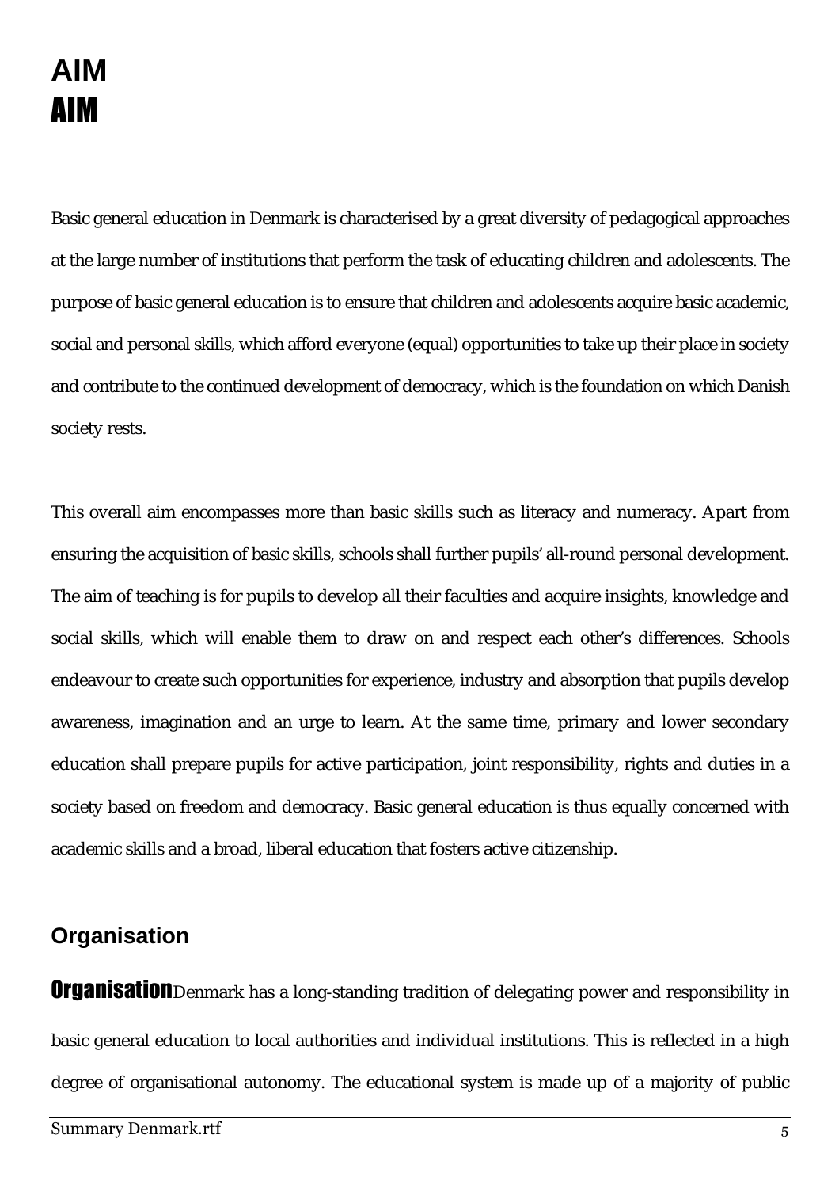# AIM

AIM

Basic general education in Denmark is characterised by a great diversity of pedagogical approaches at the large number of institutions that perform the task of educating children and adolescents. The purpose of basic general education is to ensure that children and adolescents acquire basic academic, social and personal skills, which afford everyone (equal) opportunities to take up their place in society and contribute to the continued development of democracy, which is the foundation on which Danish society rests.

This overall aim encompasses more than basic skills such as literacy and numeracy. Apart from ensuring the acquisition of basic skills, schools shall further pupils' all-round personal development. The aim of teaching is for pupils to develop all their faculties and acquire insights, knowledge and social skills, which will enable them to draw on and respect each other's differences. Schools endeavour to create such opportunities for experience, industry and absorption that pupils develop awareness, imagination and an urge to learn. At the same time, primary and lower secondary education shall prepare pupils for active participation, joint responsibility, rights and duties in a society based on freedom and democracy. Basic general education is thus equally concerned with academic skills and a broad, liberal education that fosters active citizenship.

## Organisation

**Organisation** Denmark has a long-standing tradition of delegating power and responsibility in basic general education to local authorities and individual institutions. This is reflected in a high degree of organisational autonomy. The educational system is made up of a majority of public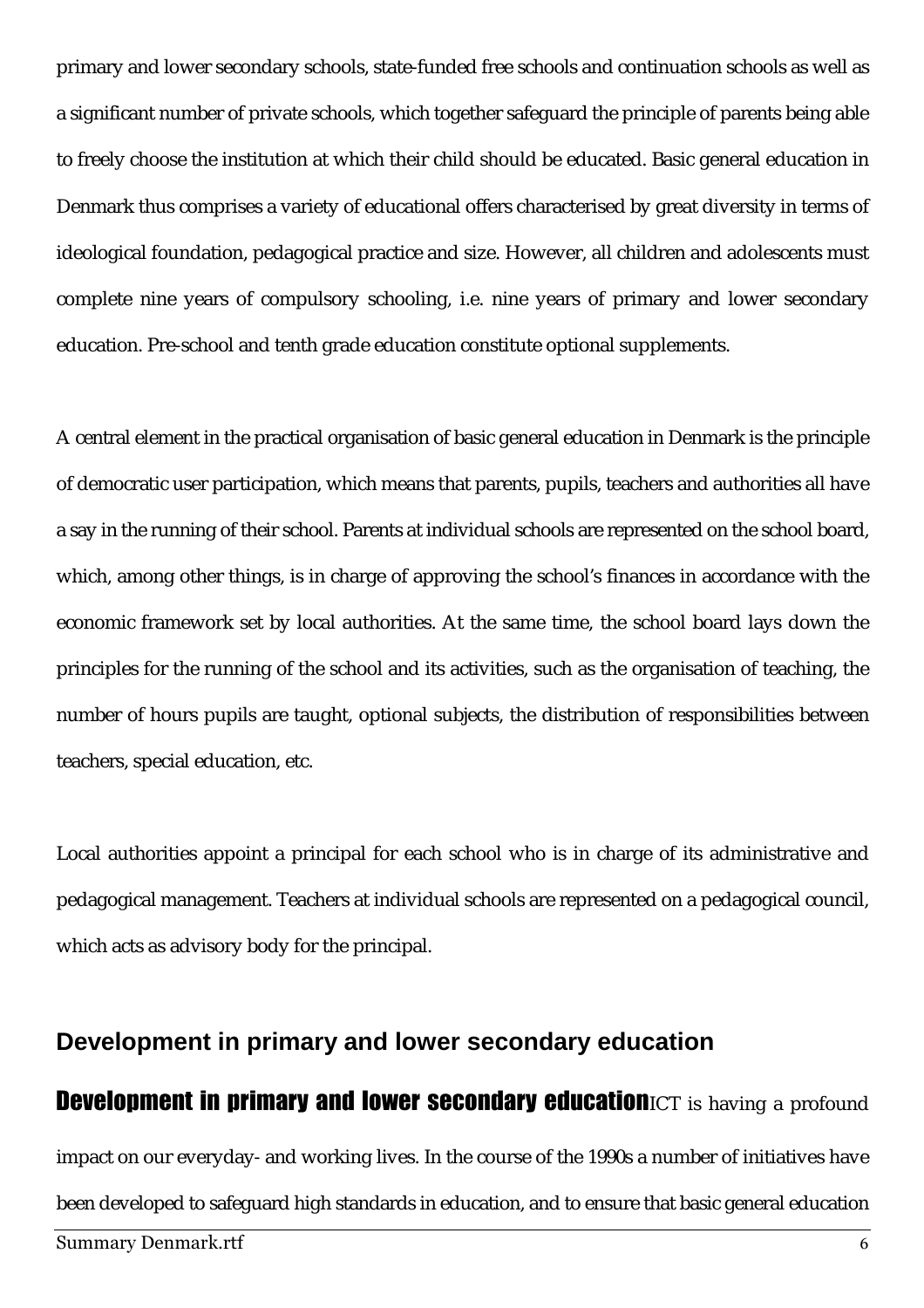primary and lower secondary schools, state-funded free schools and continuation schools as well as a significant number of private schools, which together safeguard the principle of parents being able to freely choose the institution at which their child should be educated. Basic general education in Denmark thus comprises a variety of educational offers characterised by great diversity in terms of ideological foundation, pedagogical practice and size. However, all children and adolescents must complete nine years of compulsory schooling, i.e. nine years of primary and lower secondary education. Pre-school and tenth grade education constitute optional supplements.

A central element in the practical organisation of basic general education in Denmark is the principle of democratic user participation, which means that parents, pupils, teachers and authorities all have a say in the running of their school. Parents at individual schools are represented on the school board, which, among other things, is in charge of approving the school's finances in accordance with the economic framework set by local authorities. At the same time, the school board lays down the principles for the running of the school and its activities, such as the organisation of teaching, the number of hours pupils are taught, optional subjects, the distribution of responsibilities between teachers, special education, etc.

Local authorities appoint a principal for each school who is in charge of its administrative and pedagogical management. Teachers at individual schools are represented on a pedagogical council, which acts as advisory body for the principal.

## Development in primary and lower secondary education

**Development in primary and lower secondary education** ICT is having a profound impact on our everyday- and working lives. In the course of the 1990s a number of initiatives have been developed to safeguard high standards in education, and to ensure that basic general education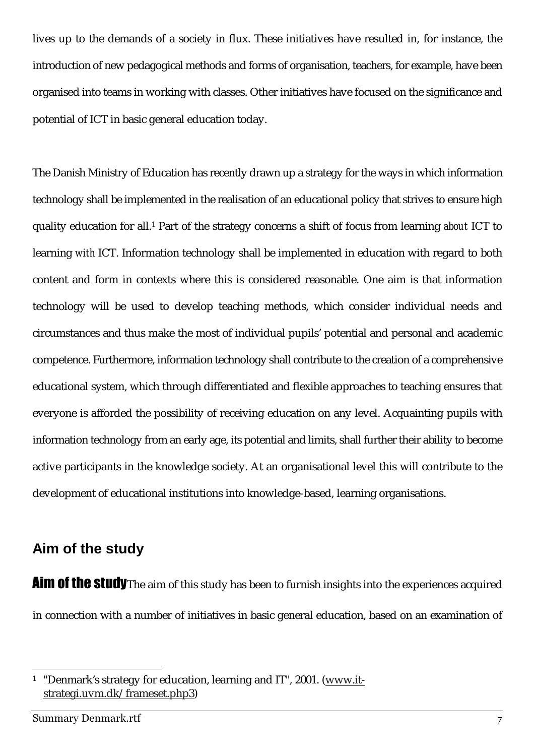lives up to the demands of a society in flux. These initiatives have resulted in, for instance, the introduction of new pedagogical methods and forms of organisation, teachers, for example, have been organised into teams in working with classes. Other initiatives have focused on the significance and potential of ICT in basic general education today.

The Danish Ministry of Education has recently drawn up a strategy for the ways in which information technology shall be implemented in the realisation of an educational policy that strives to ensure high quality education for all.[1] Part of the strategy concerns a shift of focus from learning *about* ICT to learning *with* ICT. Information technology shall be implemented in education with regard to both content and form in contexts where this is considered reasonable. One aim is that information technology will be used to develop teaching methods, which consider individual needs and circumstances and thus make the most of individual pupils' potential and personal and academic competence. Furthermore, information technology shall contribute to the creation of a comprehensive educational system, which through differentiated and flexible approaches to teaching ensures that everyone is afforded the possibility of receiving education on any level. Acquainting pupils with information technology from an early age, its potential and limits, shall further their ability to become active participants in the knowledge society. At an organisational level this will contribute to the development of educational institutions into knowledge-based, learning organisations.

## Aim of the study

**Aim of the study** The aim of this study has been to furnish insights into the experiences acquired in connection with a number of initiatives in basic general education, based on an examination of

---

[1] "Denmark's strategy for education, learning and IT", 2001. (www.it-strategi.uvm.dk/frameset.php3)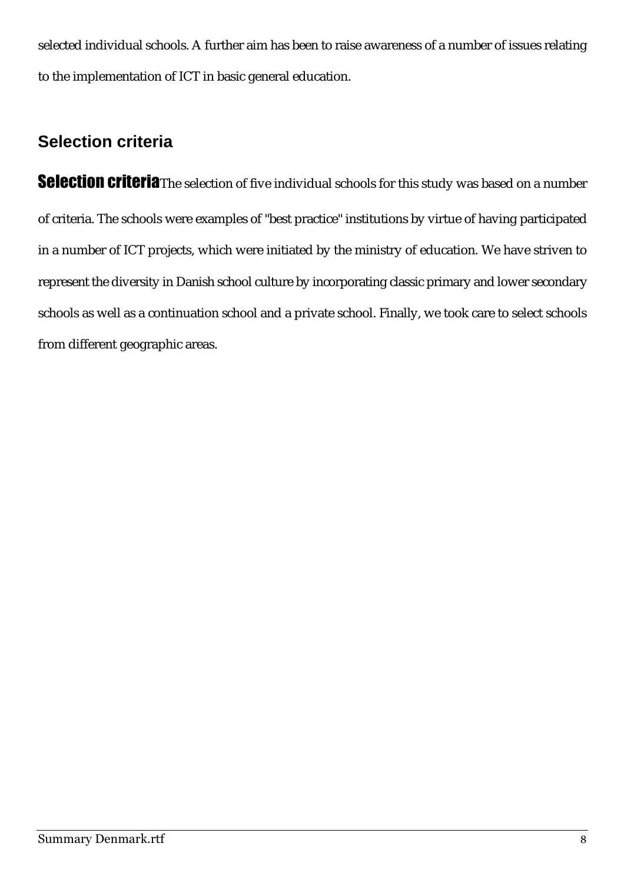selected individual schools. A further aim has been to raise awareness of a number of issues relating to the implementation of ICT in basic general education.

## Selection criteria

**Selection criteria** The selection of five individual schools for this study was based on a number of criteria. The schools were examples of "best practice" institutions by virtue of having participated in a number of ICT projects, which were initiated by the ministry of education. We have striven to represent the diversity in Danish school culture by incorporating classic primary and lower secondary schools as well as a continuation school and a private school. Finally, we took care to select schools from different geographic areas.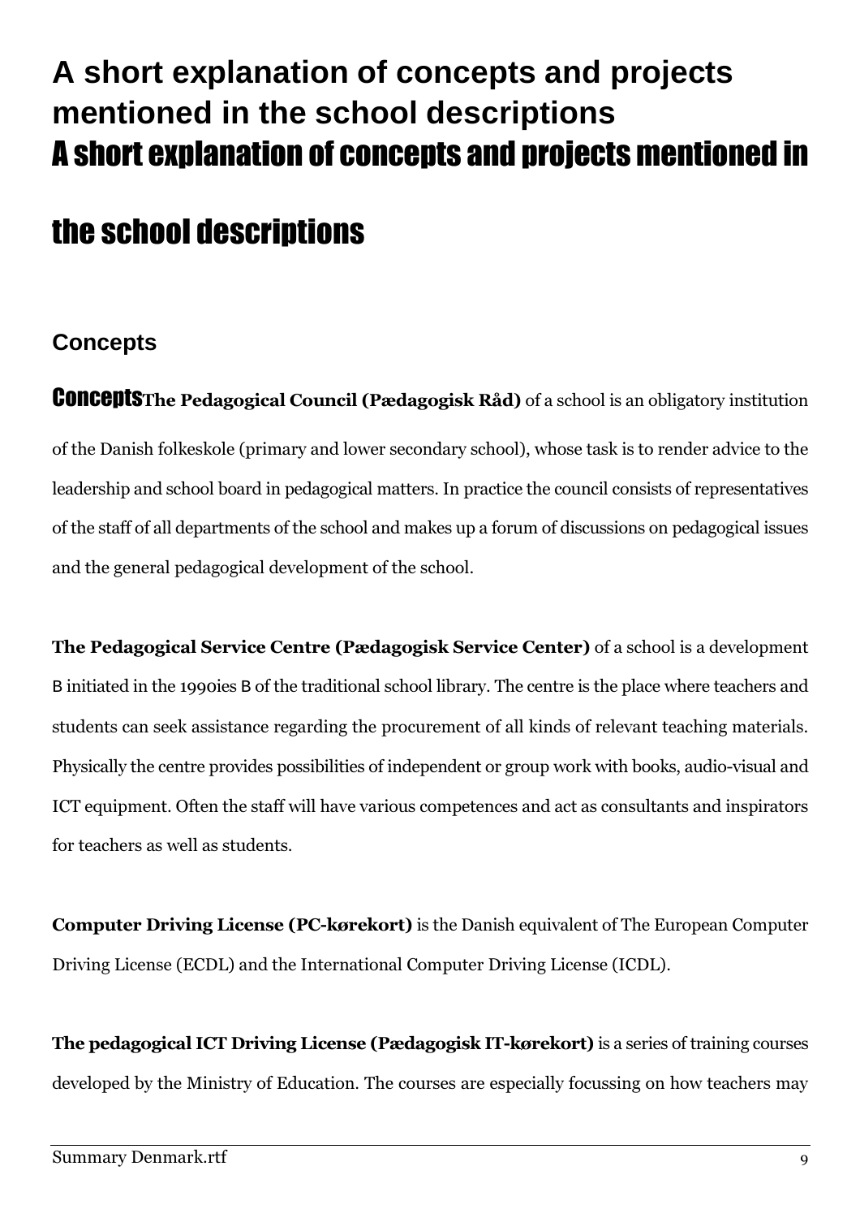# A short explanation of concepts and projects mentioned in the school descriptions

# A short explanation of concepts and projects mentioned in the school descriptions

## Concepts

## Concepts

**The Pedagogical Council (Pædagogisk Råd)** of a school is an obligatory institution of the Danish folkeskole (primary and lower secondary school), whose task is to render advice to the leadership and school board in pedagogical matters. In practice the council consists of representatives of the staff of all departments of the school and makes up a forum of discussions on pedagogical issues and the general pedagogical development of the school.

**The Pedagogical Service Centre (Pædagogisk Service Center)** of a school is a development B initiated in the 1990ies B of the traditional school library. The centre is the place where teachers and students can seek assistance regarding the procurement of all kinds of relevant teaching materials. Physically the centre provides possibilities of independent or group work with books, audio-visual and ICT equipment. Often the staff will have various competences and act as consultants and inspirators for teachers as well as students.

**Computer Driving License (PC-kørekort)** is the Danish equivalent of The European Computer Driving License (ECDL) and the International Computer Driving License (ICDL).

**The pedagogical ICT Driving License (Pædagogisk IT-kørekort)** is a series of training courses developed by the Ministry of Education. The courses are especially focussing on how teachers may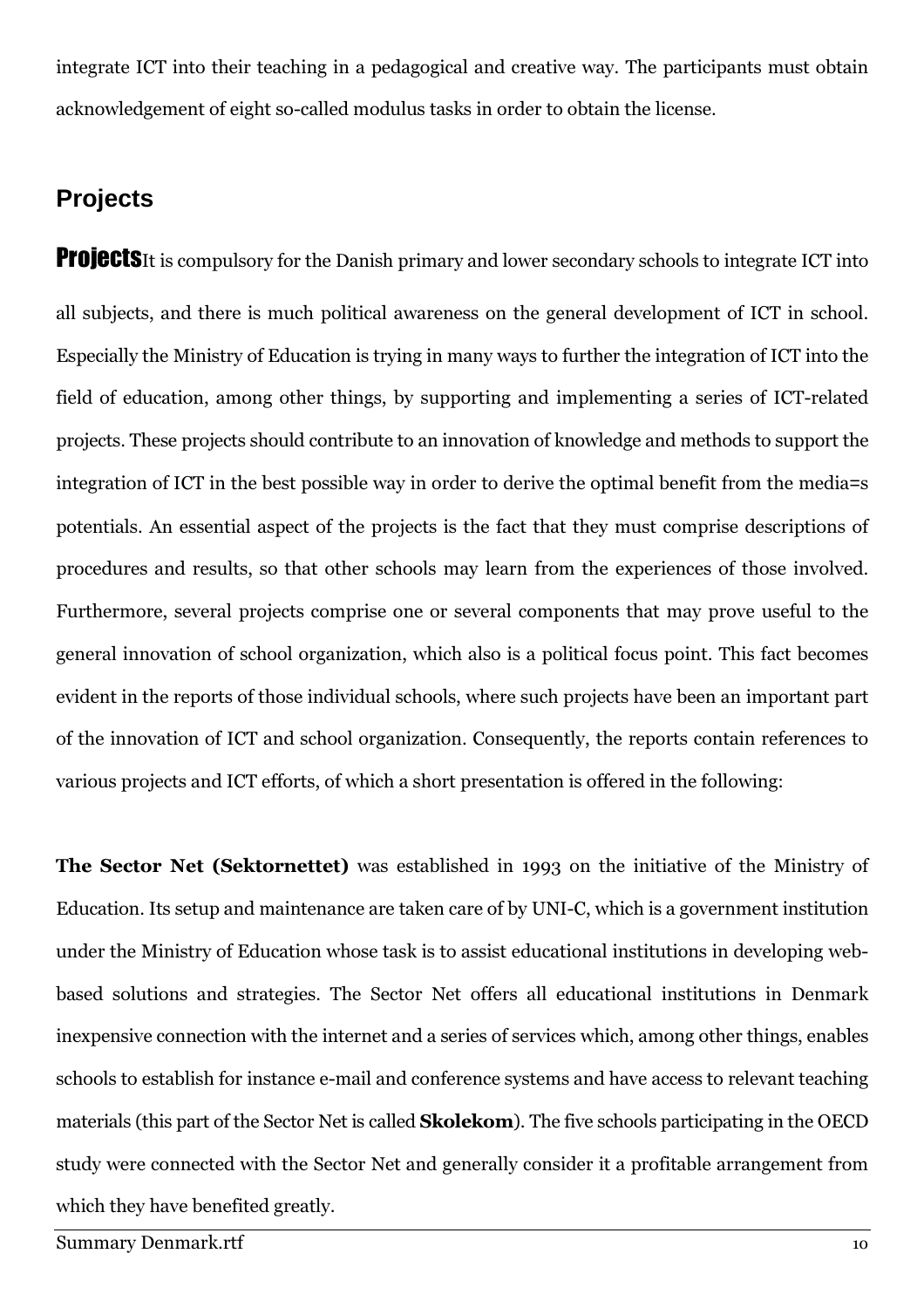integrate ICT into their teaching in a pedagogical and creative way. The participants must obtain acknowledgement of eight so-called modulus tasks in order to obtain the license.

## Projects

**Projects**It is compulsory for the Danish primary and lower secondary schools to integrate ICT into all subjects, and there is much political awareness on the general development of ICT in school. Especially the Ministry of Education is trying in many ways to further the integration of ICT into the field of education, among other things, by supporting and implementing a series of ICT-related projects. These projects should contribute to an innovation of knowledge and methods to support the integration of ICT in the best possible way in order to derive the optimal benefit from the media=s potentials. An essential aspect of the projects is the fact that they must comprise descriptions of procedures and results, so that other schools may learn from the experiences of those involved. Furthermore, several projects comprise one or several components that may prove useful to the general innovation of school organization, which also is a political focus point. This fact becomes evident in the reports of those individual schools, where such projects have been an important part of the innovation of ICT and school organization. Consequently, the reports contain references to various projects and ICT efforts, of which a short presentation is offered in the following:

**The Sector Net (Sektornettet)** was established in 1993 on the initiative of the Ministry of Education. Its setup and maintenance are taken care of by UNI-C, which is a government institution under the Ministry of Education whose task is to assist educational institutions in developing web-based solutions and strategies. The Sector Net offers all educational institutions in Denmark inexpensive connection with the internet and a series of services which, among other things, enables schools to establish for instance e-mail and conference systems and have access to relevant teaching materials (this part of the Sector Net is called **Skolekom**). The five schools participating in the OECD study were connected with the Sector Net and generally consider it a profitable arrangement from which they have benefited greatly.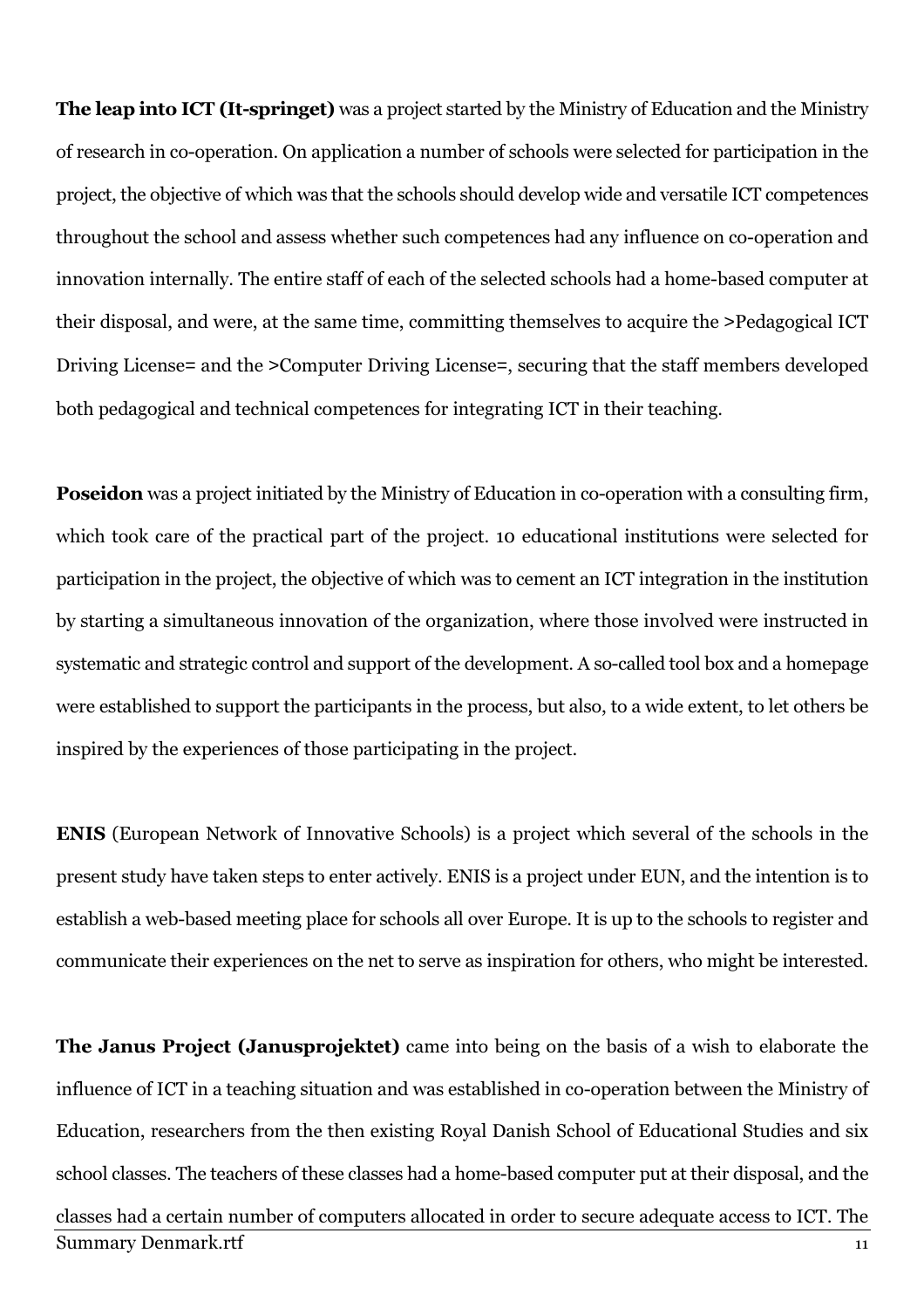**The leap into ICT (It-springet)** was a project started by the Ministry of Education and the Ministry of research in co-operation. On application a number of schools were selected for participation in the project, the objective of which was that the schools should develop wide and versatile ICT competences throughout the school and assess whether such competences had any influence on co-operation and innovation internally. The entire staff of each of the selected schools had a home-based computer at their disposal, and were, at the same time, committing themselves to acquire the >Pedagogical ICT Driving License= and the >Computer Driving License=, securing that the staff members developed both pedagogical and technical competences for integrating ICT in their teaching.

**Poseidon** was a project initiated by the Ministry of Education in co-operation with a consulting firm, which took care of the practical part of the project. 10 educational institutions were selected for participation in the project, the objective of which was to cement an ICT integration in the institution by starting a simultaneous innovation of the organization, where those involved were instructed in systematic and strategic control and support of the development. A so-called tool box and a homepage were established to support the participants in the process, but also, to a wide extent, to let others be inspired by the experiences of those participating in the project.

**ENIS** (European Network of Innovative Schools) is a project which several of the schools in the present study have taken steps to enter actively. ENIS is a project under EUN, and the intention is to establish a web-based meeting place for schools all over Europe. It is up to the schools to register and communicate their experiences on the net to serve as inspiration for others, who might be interested.

**The Janus Project (Janusprojektet)** came into being on the basis of a wish to elaborate the influence of ICT in a teaching situation and was established in co-operation between the Ministry of Education, researchers from the then existing Royal Danish School of Educational Studies and six school classes. The teachers of these classes had a home-based computer put at their disposal, and the classes had a certain number of computers allocated in order to secure adequate access to ICT. The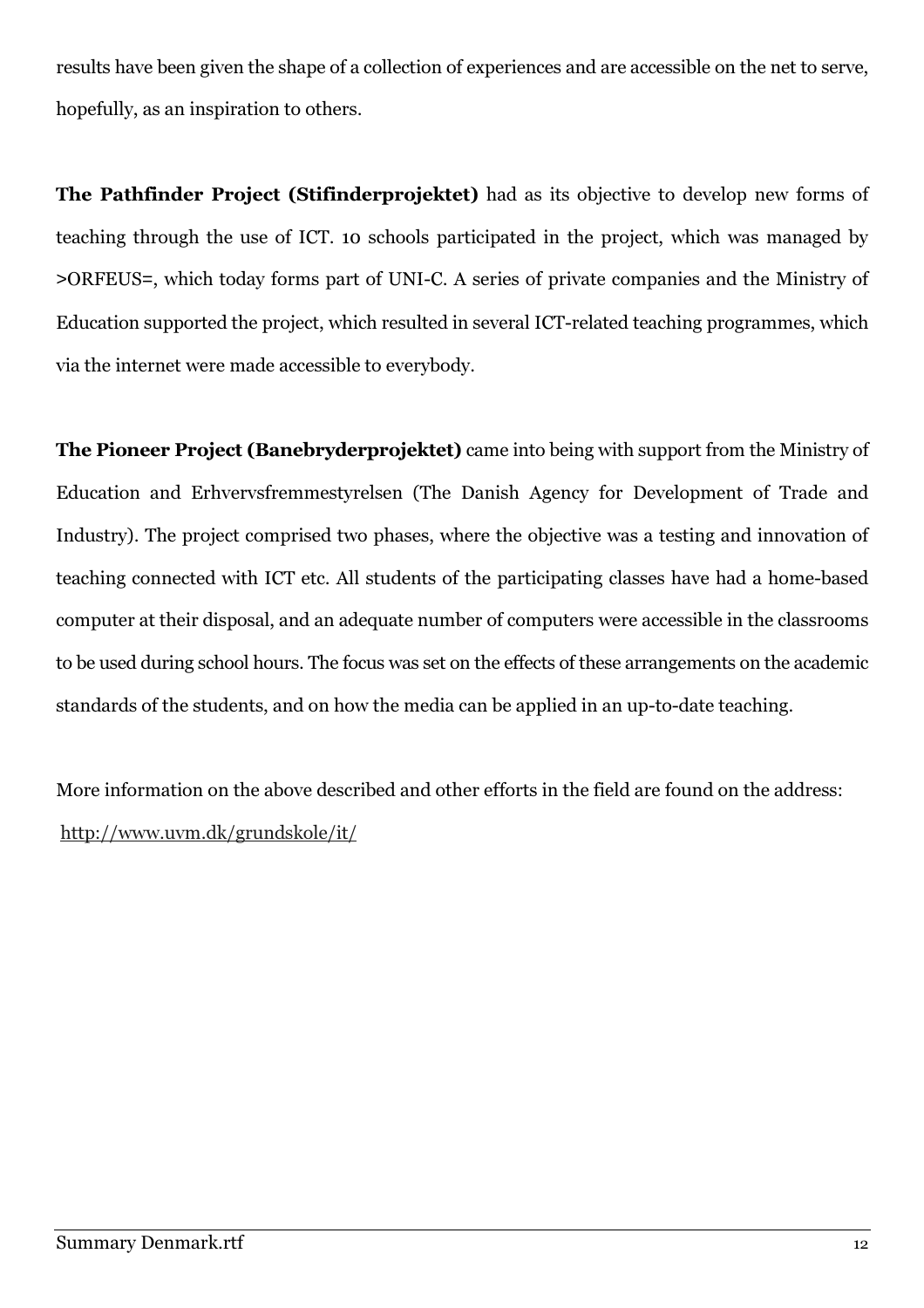results have been given the shape of a collection of experiences and are accessible on the net to serve, hopefully, as an inspiration to others.

**The Pathfinder Project (Stifinderprojektet)** had as its objective to develop new forms of teaching through the use of ICT. 10 schools participated in the project, which was managed by >ORFEUS=, which today forms part of UNI-C. A series of private companies and the Ministry of Education supported the project, which resulted in several ICT-related teaching programmes, which via the internet were made accessible to everybody.

**The Pioneer Project (Banebryderprojektet)** came into being with support from the Ministry of Education and Erhvervsfremmestyrelsen (The Danish Agency for Development of Trade and Industry). The project comprised two phases, where the objective was a testing and innovation of teaching connected with ICT etc. All students of the participating classes have had a home-based computer at their disposal, and an adequate number of computers were accessible in the classrooms to be used during school hours. The focus was set on the effects of these arrangements on the academic standards of the students, and on how the media can be applied in an up-to-date teaching.

More information on the above described and other efforts in the field are found on the address: http://www.uvm.dk/grundskole/it/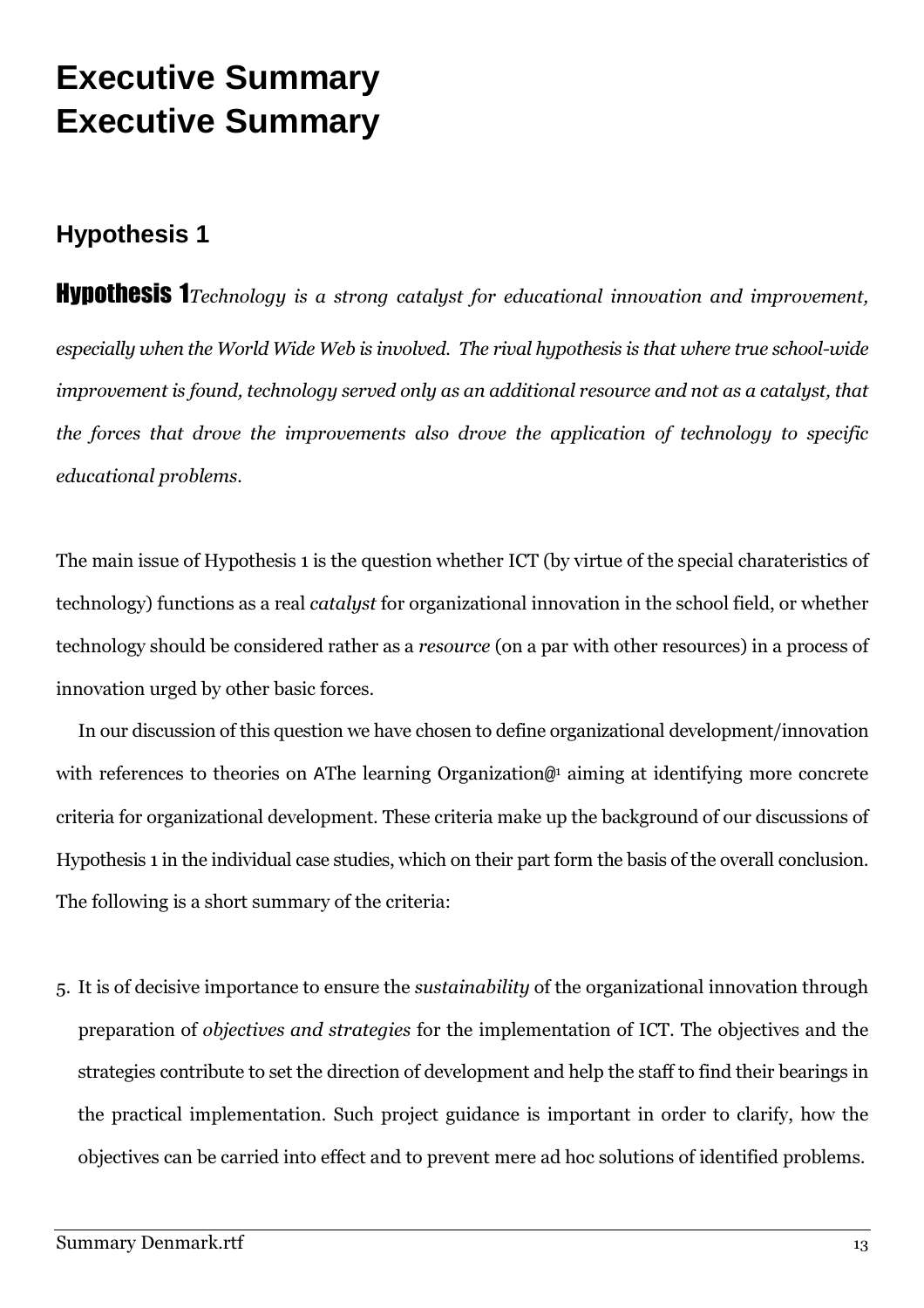# Executive Summary
# Executive Summary

## Hypothesis 1

**Hypothesis 1***Technology is a strong catalyst for educational innovation and improvement, especially when the World Wide Web is involved. The rival hypothesis is that where true school-wide improvement is found, technology served only as an additional resource and not as a catalyst, that the forces that drove the improvements also drove the application of technology to specific educational problems.*

The main issue of Hypothesis 1 is the question whether ICT (by virtue of the special charateristics of technology) functions as a real *catalyst* for organizational innovation in the school field, or whether technology should be considered rather as a *resource* (on a par with other resources) in a process of innovation urged by other basic forces.

In our discussion of this question we have chosen to define organizational development/innovation with references to theories on AThe learning Organization@[1] aiming at identifying more concrete criteria for organizational development. These criteria make up the background of our discussions of Hypothesis 1 in the individual case studies, which on their part form the basis of the overall conclusion. The following is a short summary of the criteria:

5. It is of decisive importance to ensure the *sustainability* of the organizational innovation through preparation of *objectives and strategies* for the implementation of ICT. The objectives and the strategies contribute to set the direction of development and help the staff to find their bearings in the practical implementation. Such project guidance is important in order to clarify, how the objectives can be carried into effect and to prevent mere ad hoc solutions of identified problems.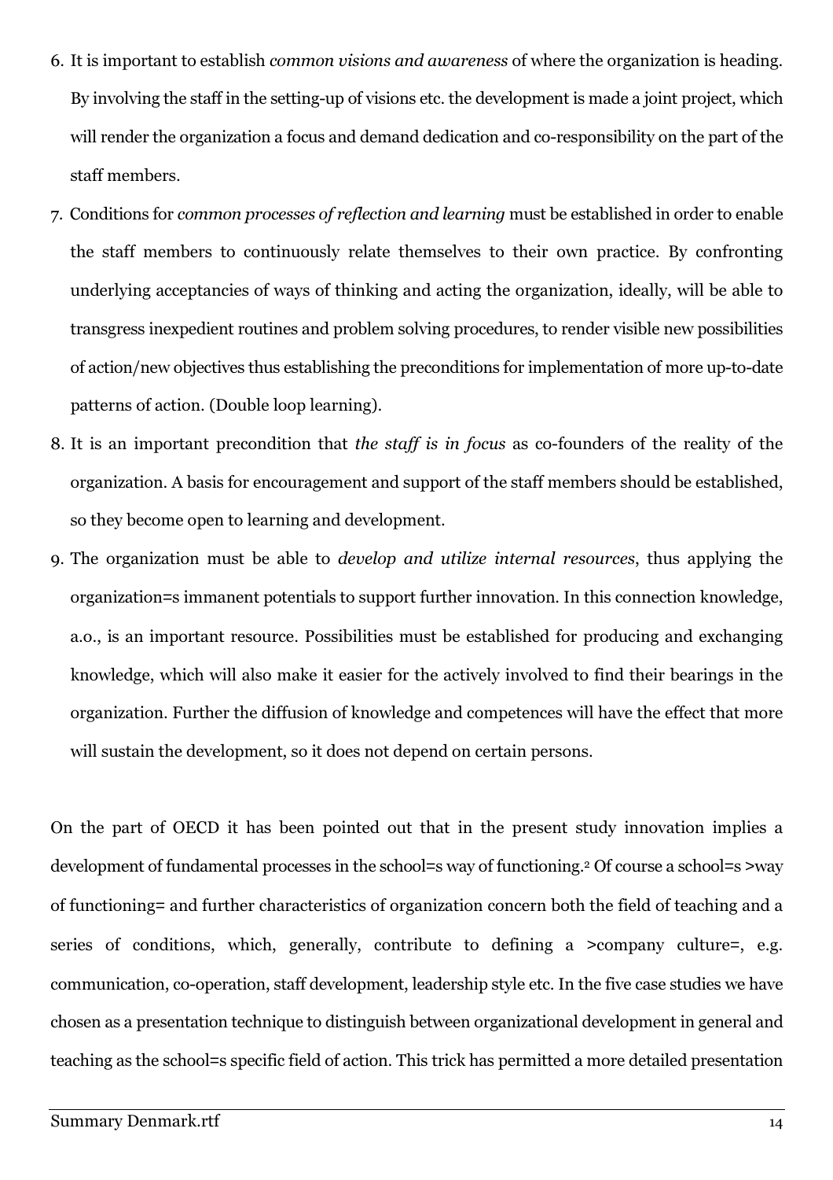6. It is important to establish *common visions and awareness* of where the organization is heading. By involving the staff in the setting-up of visions etc. the development is made a joint project, which will render the organization a focus and demand dedication and co-responsibility on the part of the staff members.
7. Conditions for *common processes of reflection and learning* must be established in order to enable the staff members to continuously relate themselves to their own practice. By confronting underlying acceptancies of ways of thinking and acting the organization, ideally, will be able to transgress inexpedient routines and problem solving procedures, to render visible new possibilities of action/new objectives thus establishing the preconditions for implementation of more up-to-date patterns of action. (Double loop learning).
8. It is an important precondition that *the staff is in focus* as co-founders of the reality of the organization. A basis for encouragement and support of the staff members should be established, so they become open to learning and development.
9. The organization must be able to *develop and utilize internal resources*, thus applying the organization=s immanent potentials to support further innovation. In this connection knowledge, a.o., is an important resource. Possibilities must be established for producing and exchanging knowledge, which will also make it easier for the actively involved to find their bearings in the organization. Further the diffusion of knowledge and competences will have the effect that more will sustain the development, so it does not depend on certain persons.

On the part of OECD it has been pointed out that in the present study innovation implies a development of fundamental processes in the school=s way of functioning.[2] Of course a school=s >way of functioning= and further characteristics of organization concern both the field of teaching and a series of conditions, which, generally, contribute to defining a >company culture=, e.g. communication, co-operation, staff development, leadership style etc. In the five case studies we have chosen as a presentation technique to distinguish between organizational development in general and teaching as the school=s specific field of action. This trick has permitted a more detailed presentation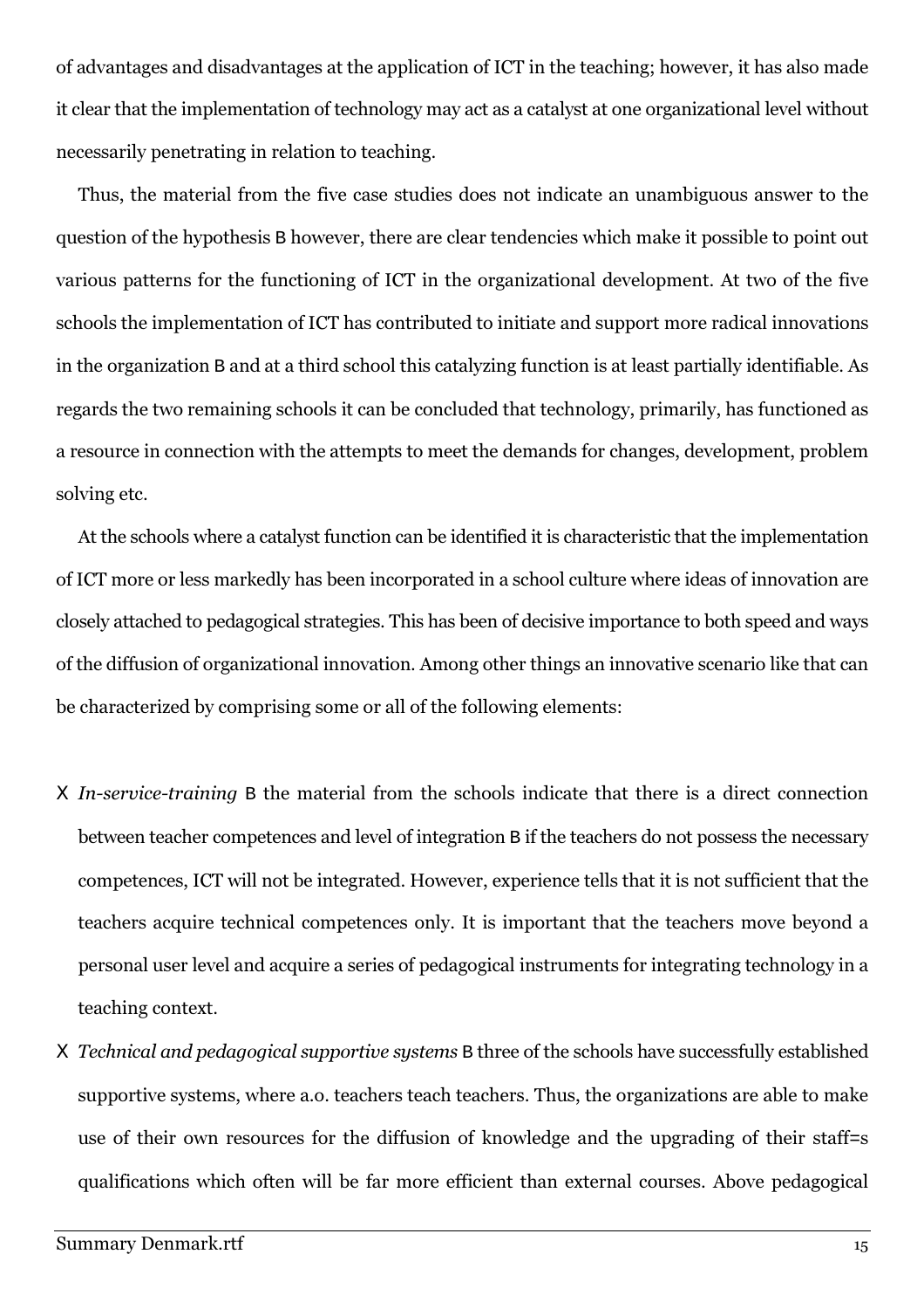of advantages and disadvantages at the application of ICT in the teaching; however, it has also made it clear that the implementation of technology may act as a catalyst at one organizational level without necessarily penetrating in relation to teaching.

Thus, the material from the five case studies does not indicate an unambiguous answer to the question of the hypothesis B however, there are clear tendencies which make it possible to point out various patterns for the functioning of ICT in the organizational development. At two of the five schools the implementation of ICT has contributed to initiate and support more radical innovations in the organization B and at a third school this catalyzing function is at least partially identifiable. As regards the two remaining schools it can be concluded that technology, primarily, has functioned as a resource in connection with the attempts to meet the demands for changes, development, problem solving etc.

At the schools where a catalyst function can be identified it is characteristic that the implementation of ICT more or less markedly has been incorporated in a school culture where ideas of innovation are closely attached to pedagogical strategies. This has been of decisive importance to both speed and ways of the diffusion of organizational innovation. Among other things an innovative scenario like that can be characterized by comprising some or all of the following elements:

- *In-service-training* B the material from the schools indicate that there is a direct connection between teacher competences and level of integration B if the teachers do not possess the necessary competences, ICT will not be integrated. However, experience tells that it is not sufficient that the teachers acquire technical competences only. It is important that the teachers move beyond a personal user level and acquire a series of pedagogical instruments for integrating technology in a teaching context.
- *Technical and pedagogical supportive systems* B three of the schools have successfully established supportive systems, where a.o. teachers teach teachers. Thus, the organizations are able to make use of their own resources for the diffusion of knowledge and the upgrading of their staff=s qualifications which often will be far more efficient than external courses. Above pedagogical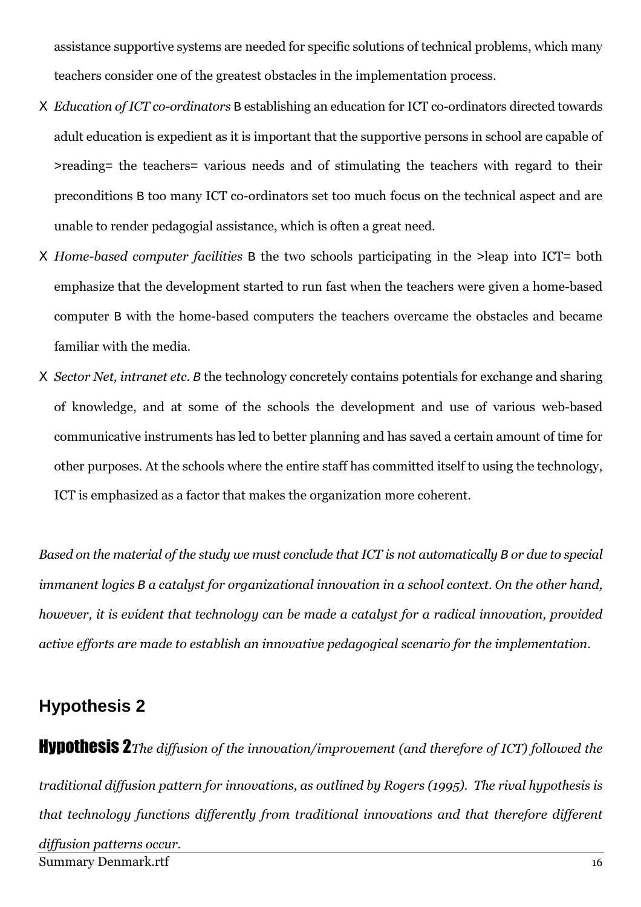assistance supportive systems are needed for specific solutions of technical problems, which many teachers consider one of the greatest obstacles in the implementation process.

- *Education of ICT co-ordinators* – establishing an education for ICT co-ordinators directed towards adult education is expedient as it is important that the supportive persons in school are capable of 'reading' the teachers' various needs and of stimulating the teachers with regard to their preconditions – too many ICT co-ordinators set too much focus on the technical aspect and are unable to render pedagogial assistance, which is often a great need.
- *Home-based computer facilities* – the two schools participating in the 'leap into ICT' both emphasize that the development started to run fast when the teachers were given a home-based computer – with the home-based computers the teachers overcame the obstacles and became familiar with the media.
- *Sector Net, intranet etc.* – the technology concretely contains potentials for exchange and sharing of knowledge, and at some of the schools the development and use of various web-based communicative instruments has led to better planning and has saved a certain amount of time for other purposes. At the schools where the entire staff has committed itself to using the technology, ICT is emphasized as a factor that makes the organization more coherent.

*Based on the material of the study we must conclude that ICT is not automatically – or due to special immanent logics – a catalyst for organizational innovation in a school context. On the other hand, however, it is evident that technology can be made a catalyst for a radical innovation, provided active efforts are made to establish an innovative pedagogical scenario for the implementation.*

## Hypothesis 2

**Hypothesis 2** *The diffusion of the innovation/improvement (and therefore of ICT) followed the traditional diffusion pattern for innovations, as outlined by Rogers (1995). The rival hypothesis is that technology functions differently from traditional innovations and that therefore different diffusion patterns occur.*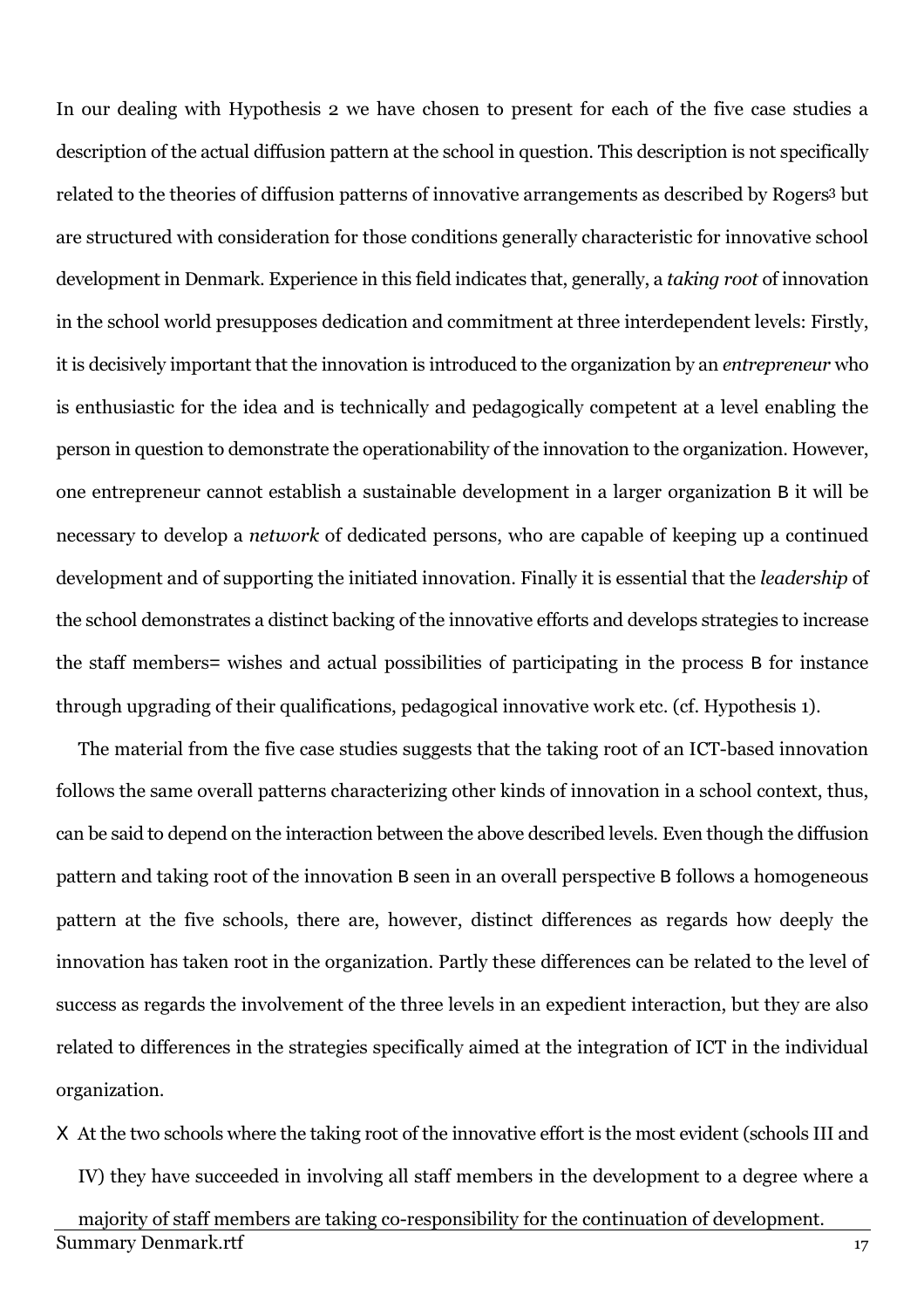In our dealing with Hypothesis 2 we have chosen to present for each of the five case studies a description of the actual diffusion pattern at the school in question. This description is not specifically related to the theories of diffusion patterns of innovative arrangements as described by Rogers[3] but are structured with consideration for those conditions generally characteristic for innovative school development in Denmark. Experience in this field indicates that, generally, a *taking root* of innovation in the school world presupposes dedication and commitment at three interdependent levels: Firstly, it is decisively important that the innovation is introduced to the organization by an *entrepreneur* who is enthusiastic for the idea and is technically and pedagogically competent at a level enabling the person in question to demonstrate the operationability of the innovation to the organization. However, one entrepreneur cannot establish a sustainable development in a larger organization B it will be necessary to develop a *network* of dedicated persons, who are capable of keeping up a continued development and of supporting the initiated innovation. Finally it is essential that the *leadership* of the school demonstrates a distinct backing of the innovative efforts and develops strategies to increase the staff members= wishes and actual possibilities of participating in the process B for instance through upgrading of their qualifications, pedagogical innovative work etc. (cf. Hypothesis 1).

The material from the five case studies suggests that the taking root of an ICT-based innovation follows the same overall patterns characterizing other kinds of innovation in a school context, thus, can be said to depend on the interaction between the above described levels. Even though the diffusion pattern and taking root of the innovation B seen in an overall perspective B follows a homogeneous pattern at the five schools, there are, however, distinct differences as regards how deeply the innovation has taken root in the organization. Partly these differences can be related to the level of success as regards the involvement of the three levels in an expedient interaction, but they are also related to differences in the strategies specifically aimed at the integration of ICT in the individual organization.

X At the two schools where the taking root of the innovative effort is the most evident (schools III and IV) they have succeeded in involving all staff members in the development to a degree where a majority of staff members are taking co-responsibility for the continuation of development.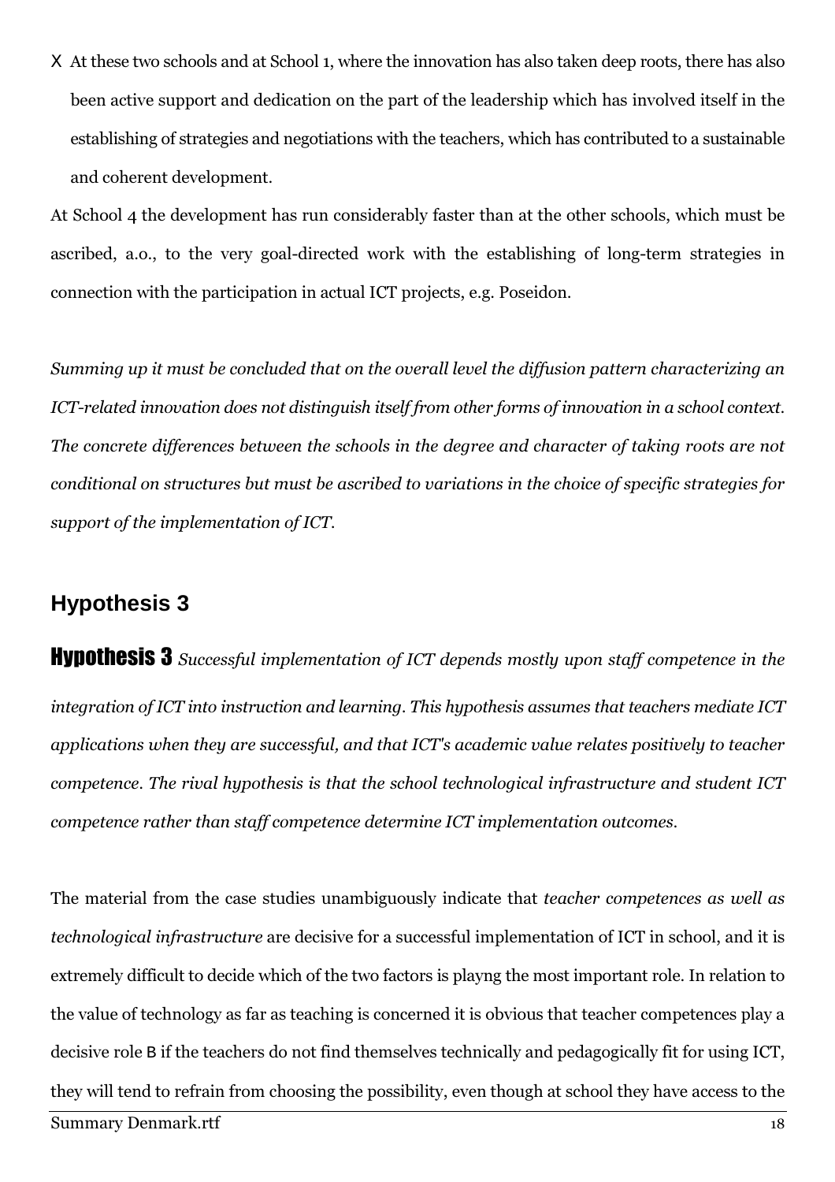- At these two schools and at School 1, where the innovation has also taken deep roots, there has also been active support and dedication on the part of the leadership which has involved itself in the establishing of strategies and negotiations with the teachers, which has contributed to a sustainable and coherent development.

At School 4 the development has run considerably faster than at the other schools, which must be ascribed, a.o., to the very goal-directed work with the establishing of long-term strategies in connection with the participation in actual ICT projects, e.g. Poseidon.

*Summing up it must be concluded that on the overall level the diffusion pattern characterizing an ICT-related innovation does not distinguish itself from other forms of innovation in a school context. The concrete differences between the schools in the degree and character of taking roots are not conditional on structures but must be ascribed to variations in the choice of specific strategies for support of the implementation of ICT.*

## Hypothesis 3

**Hypothesis 3** *Successful implementation of ICT depends mostly upon staff competence in the integration of ICT into instruction and learning. This hypothesis assumes that teachers mediate ICT applications when they are successful, and that ICT's academic value relates positively to teacher competence. The rival hypothesis is that the school technological infrastructure and student ICT competence rather than staff competence determine ICT implementation outcomes.*

The material from the case studies unambiguously indicate that *teacher competences as well as technological infrastructure* are decisive for a successful implementation of ICT in school, and it is extremely difficult to decide which of the two factors is playng the most important role. In relation to the value of technology as far as teaching is concerned it is obvious that teacher competences play a decisive role – if the teachers do not find themselves technically and pedagogically fit for using ICT, they will tend to refrain from choosing the possibility, even though at school they have access to the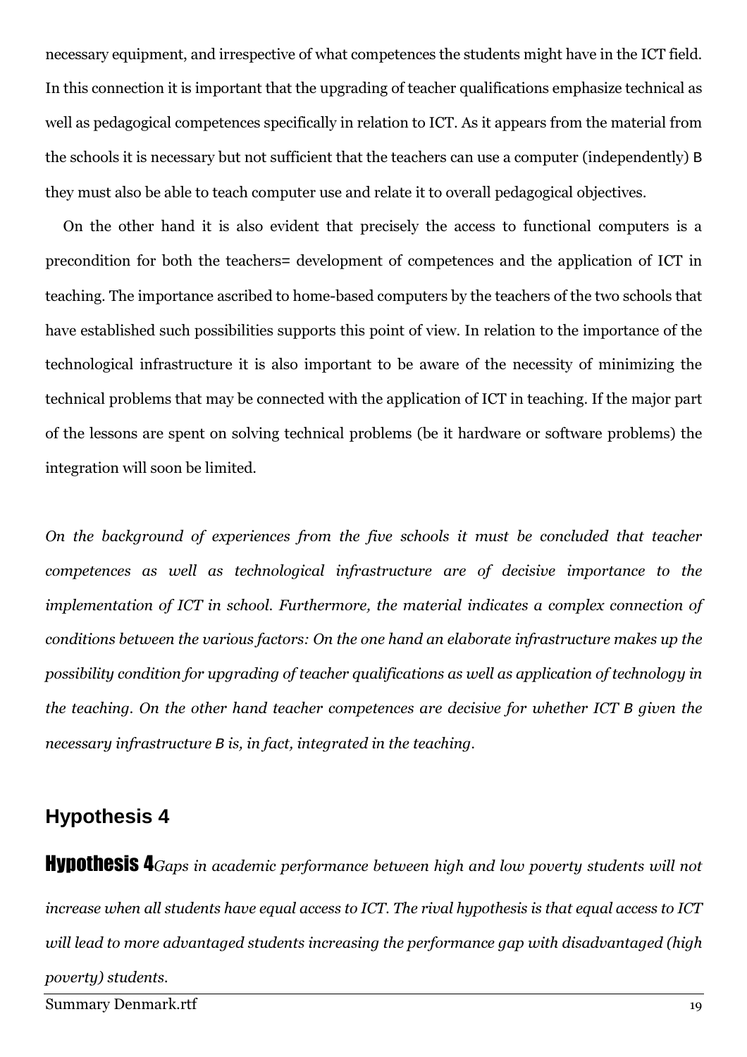necessary equipment, and irrespective of what competences the students might have in the ICT field. In this connection it is important that the upgrading of teacher qualifications emphasize technical as well as pedagogical competences specifically in relation to ICT. As it appears from the material from the schools it is necessary but not sufficient that the teachers can use a computer (independently) B they must also be able to teach computer use and relate it to overall pedagogical objectives.

On the other hand it is also evident that precisely the access to functional computers is a precondition for both the teachers= development of competences and the application of ICT in teaching. The importance ascribed to home-based computers by the teachers of the two schools that have established such possibilities supports this point of view. In relation to the importance of the technological infrastructure it is also important to be aware of the necessity of minimizing the technical problems that may be connected with the application of ICT in teaching. If the major part of the lessons are spent on solving technical problems (be it hardware or software problems) the integration will soon be limited.

*On the background of experiences from the five schools it must be concluded that teacher competences as well as technological infrastructure are of decisive importance to the implementation of ICT in school. Furthermore, the material indicates a complex connection of conditions between the various factors: On the one hand an elaborate infrastructure makes up the possibility condition for upgrading of teacher qualifications as well as application of technology in the teaching. On the other hand teacher competences are decisive for whether ICT B given the necessary infrastructure B is, in fact, integrated in the teaching.*

## Hypothesis 4

**Hypothesis 4** *Gaps in academic performance between high and low poverty students will not increase when all students have equal access to ICT. The rival hypothesis is that equal access to ICT will lead to more advantaged students increasing the performance gap with disadvantaged (high poverty) students.*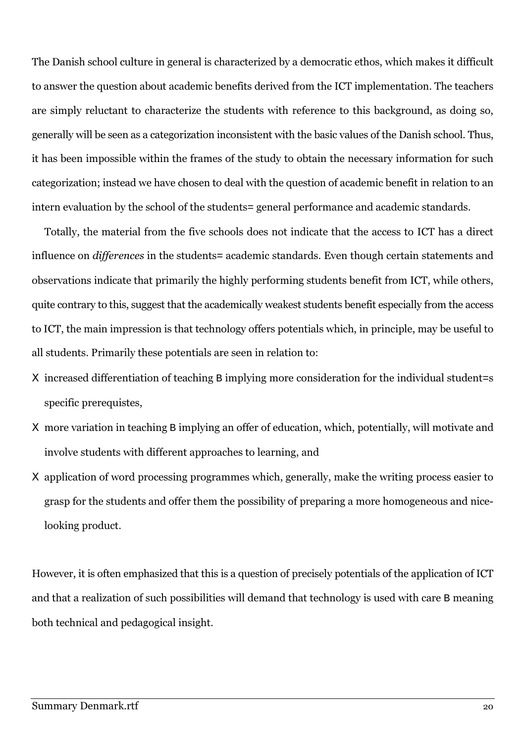The Danish school culture in general is characterized by a democratic ethos, which makes it difficult to answer the question about academic benefits derived from the ICT implementation. The teachers are simply reluctant to characterize the students with reference to this background, as doing so, generally will be seen as a categorization inconsistent with the basic values of the Danish school. Thus, it has been impossible within the frames of the study to obtain the necessary information for such categorization; instead we have chosen to deal with the question of academic benefit in relation to an intern evaluation by the school of the students= general performance and academic standards.

Totally, the material from the five schools does not indicate that the access to ICT has a direct influence on *differences* in the students= academic standards. Even though certain statements and observations indicate that primarily the highly performing students benefit from ICT, while others, quite contrary to this, suggest that the academically weakest students benefit especially from the access to ICT, the main impression is that technology offers potentials which, in principle, may be useful to all students. Primarily these potentials are seen in relation to:

- increased differentiation of teaching B implying more consideration for the individual student=s specific prerequistes,
- more variation in teaching B implying an offer of education, which, potentially, will motivate and involve students with different approaches to learning, and
- application of word processing programmes which, generally, make the writing process easier to grasp for the students and offer them the possibility of preparing a more homogeneous and nice-looking product.

However, it is often emphasized that this is a question of precisely potentials of the application of ICT and that a realization of such possibilities will demand that technology is used with care B meaning both technical and pedagogical insight.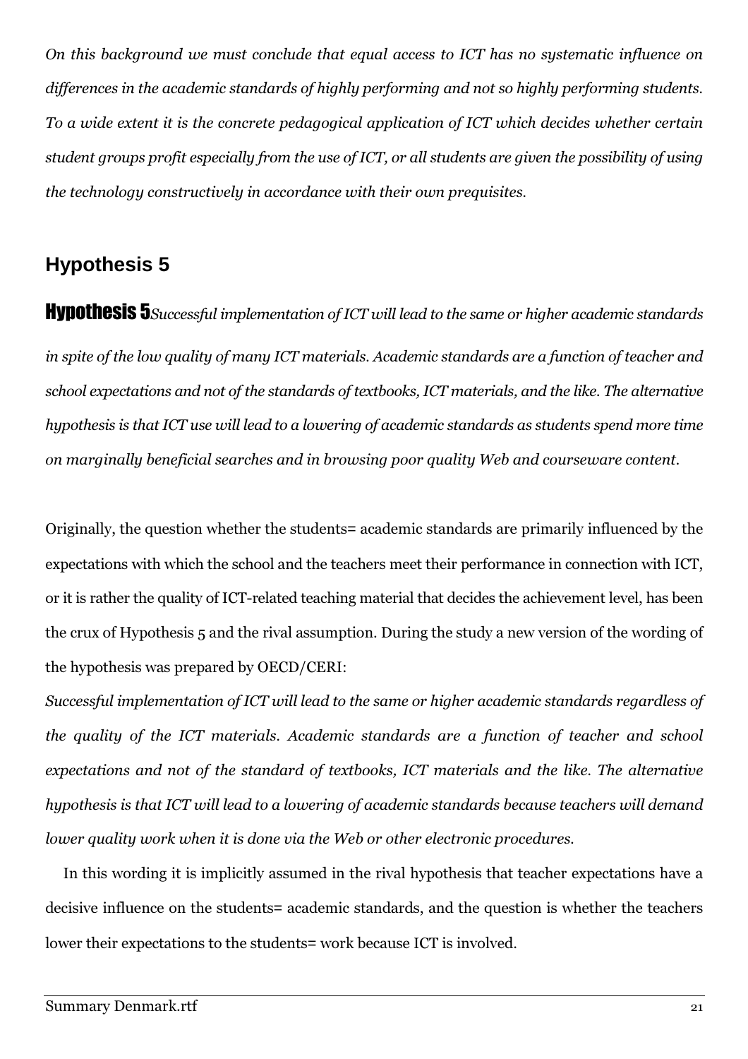*On this background we must conclude that equal access to ICT has no systematic influence on differences in the academic standards of highly performing and not so highly performing students. To a wide extent it is the concrete pedagogical application of ICT which decides whether certain student groups profit especially from the use of ICT, or all students are given the possibility of using the technology constructively in accordance with their own prequisites.*

## Hypothesis 5

**Hypothesis 5** *Successful implementation of ICT will lead to the same or higher academic standards in spite of the low quality of many ICT materials. Academic standards are a function of teacher and school expectations and not of the standards of textbooks, ICT materials, and the like. The alternative hypothesis is that ICT use will lead to a lowering of academic standards as students spend more time on marginally beneficial searches and in browsing poor quality Web and courseware content.*

Originally, the question whether the students= academic standards are primarily influenced by the expectations with which the school and the teachers meet their performance in connection with ICT, or it is rather the quality of ICT-related teaching material that decides the achievement level, has been the crux of Hypothesis 5 and the rival assumption. During the study a new version of the wording of the hypothesis was prepared by OECD/CERI:

*Successful implementation of ICT will lead to the same or higher academic standards regardless of the quality of the ICT materials. Academic standards are a function of teacher and school expectations and not of the standard of textbooks, ICT materials and the like. The alternative hypothesis is that ICT will lead to a lowering of academic standards because teachers will demand lower quality work when it is done via the Web or other electronic procedures.*

In this wording it is implicitly assumed in the rival hypothesis that teacher expectations have a decisive influence on the students= academic standards, and the question is whether the teachers lower their expectations to the students= work because ICT is involved.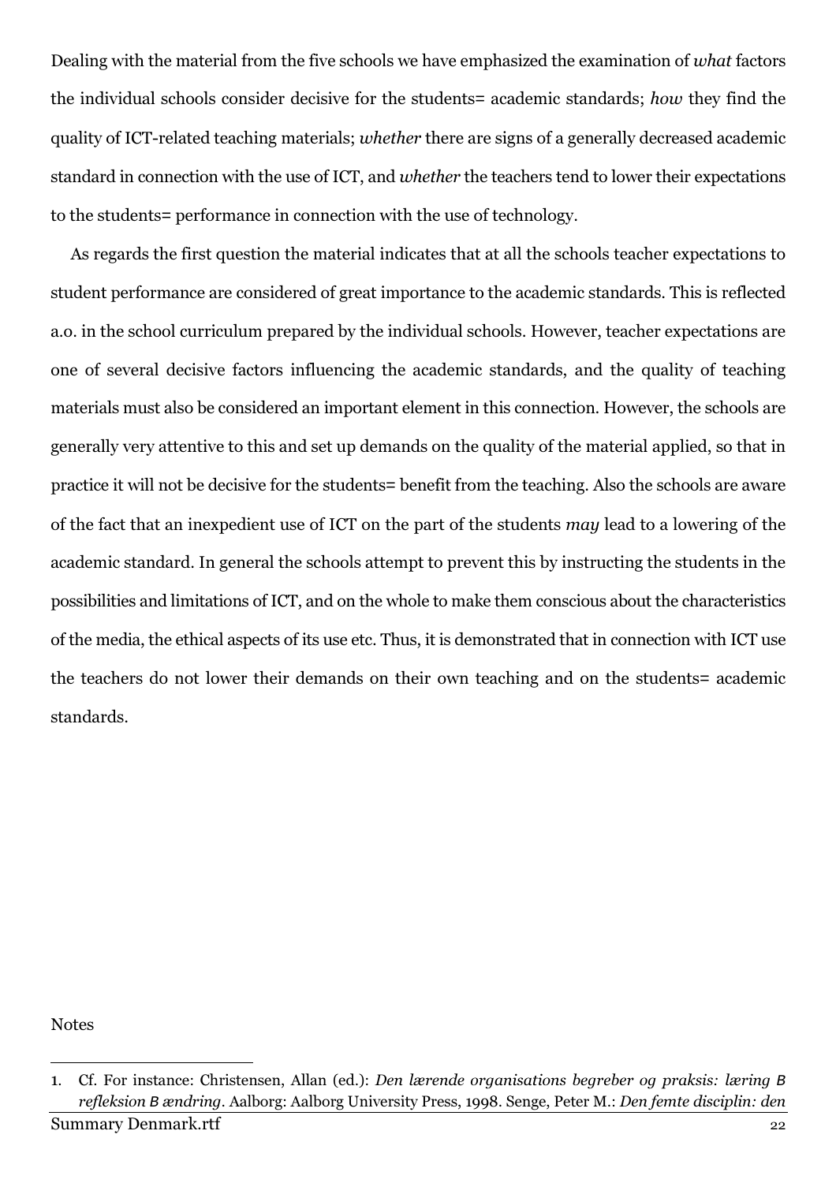Dealing with the material from the five schools we have emphasized the examination of *what* factors the individual schools consider decisive for the students= academic standards; *how* they find the quality of ICT-related teaching materials; *whether* there are signs of a generally decreased academic standard in connection with the use of ICT, and *whether* the teachers tend to lower their expectations to the students= performance in connection with the use of technology.

As regards the first question the material indicates that at all the schools teacher expectations to student performance are considered of great importance to the academic standards. This is reflected a.o. in the school curriculum prepared by the individual schools. However, teacher expectations are one of several decisive factors influencing the academic standards, and the quality of teaching materials must also be considered an important element in this connection. However, the schools are generally very attentive to this and set up demands on the quality of the material applied, so that in practice it will not be decisive for the students= benefit from the teaching. Also the schools are aware of the fact that an inexpedient use of ICT on the part of the students *may* lead to a lowering of the academic standard. In general the schools attempt to prevent this by instructing the students in the possibilities and limitations of ICT, and on the whole to make them conscious about the characteristics of the media, the ethical aspects of its use etc. Thus, it is demonstrated that in connection with ICT use the teachers do not lower their demands on their own teaching and on the students= academic standards.

Notes

1. Cf. For instance: Christensen, Allan (ed.): *Den lærende organisations begreber og praksis: læring B refleksion B ændring*. Aalborg: Aalborg University Press, 1998. Senge, Peter M.: *Den femte disciplin: den*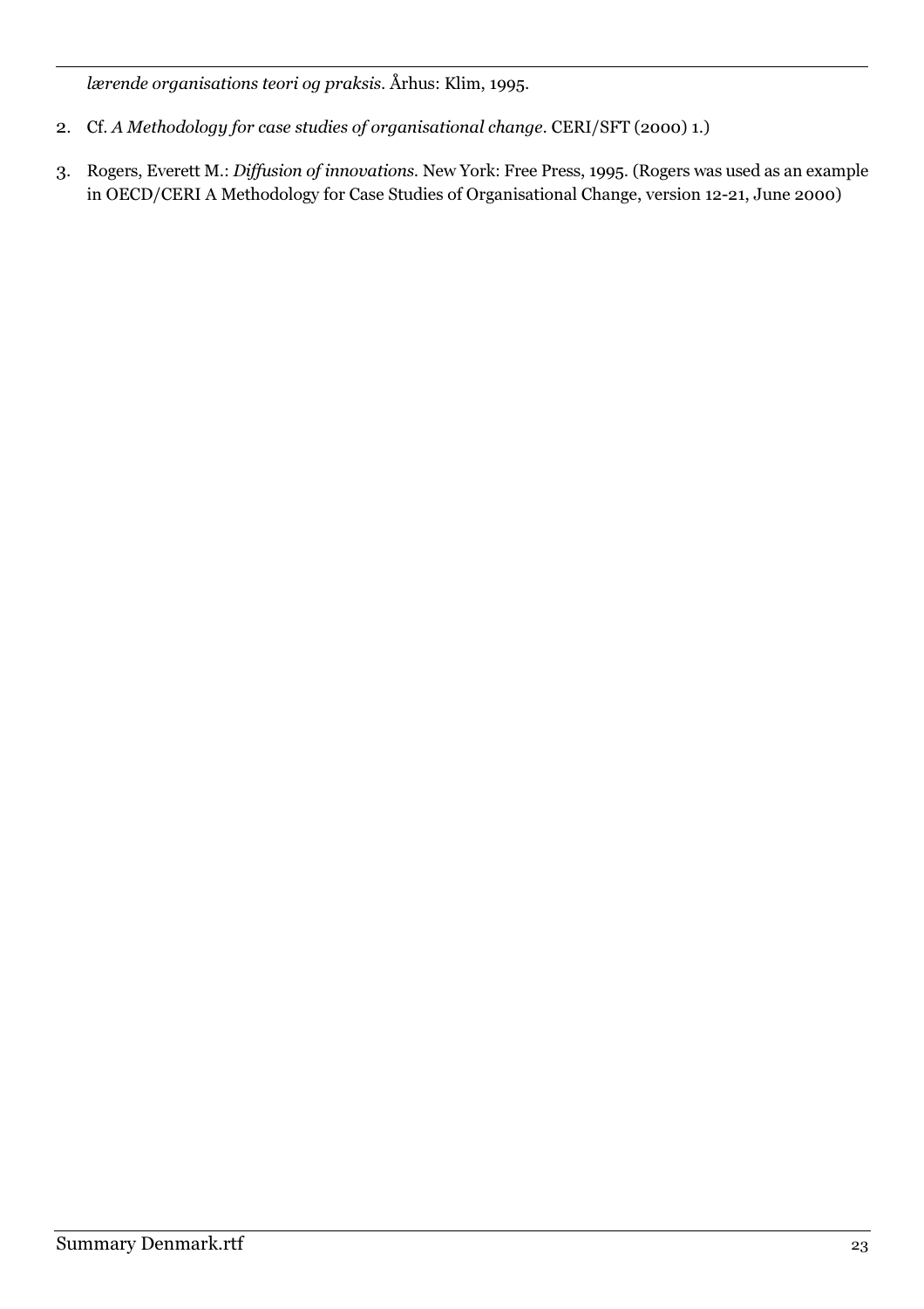*lærende organisations teori og praksis*. Århus: Klim, 1995.

2. Cf. *A Methodology for case studies of organisational change*. CERI/SFT (2000) 1.)
3. Rogers, Everett M.: *Diffusion of innovations*. New York: Free Press, 1995. (Rogers was used as an example in OECD/CERI A Methodology for Case Studies of Organisational Change, version 12-21, June 2000)